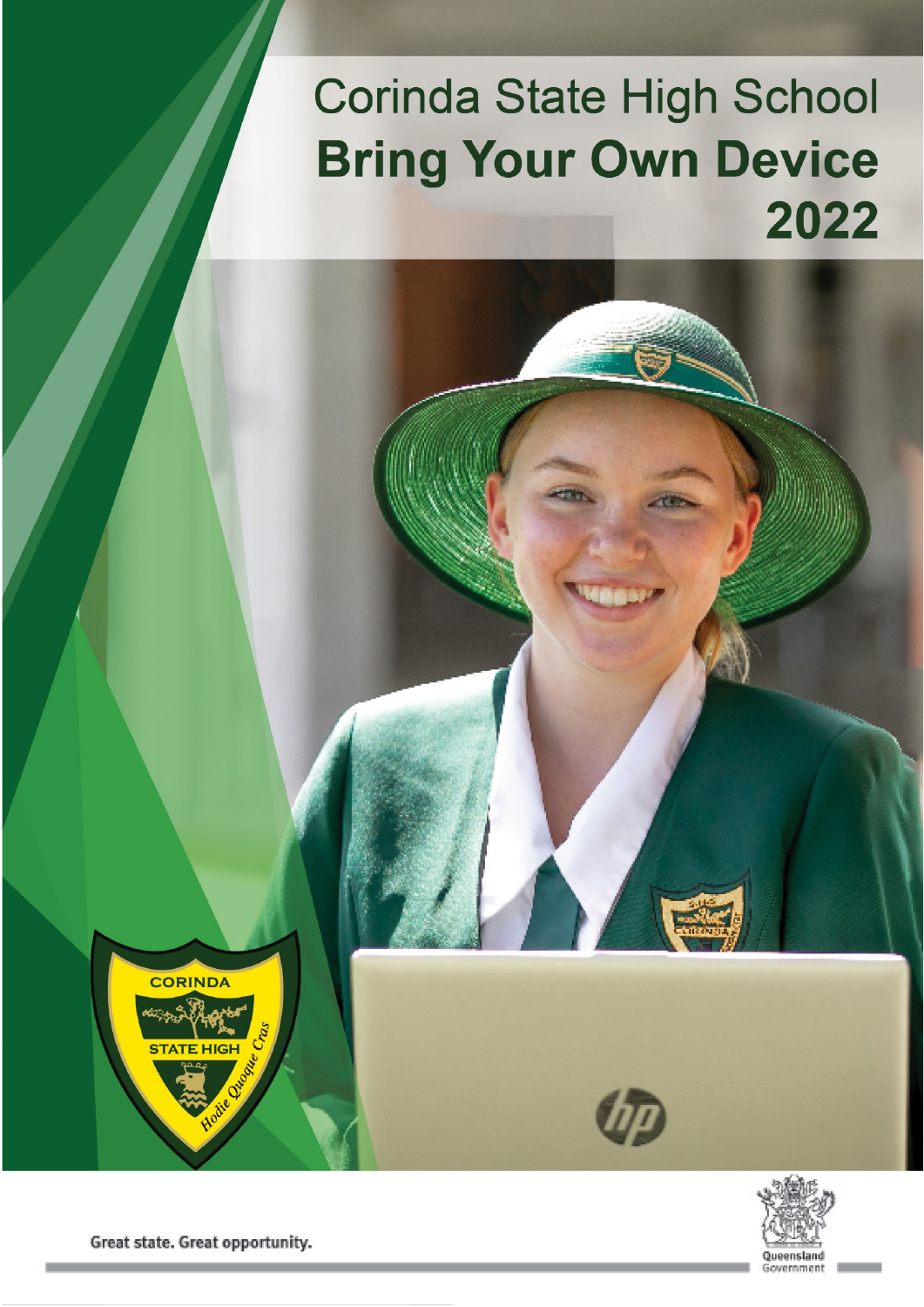# Corinda State High School

# Bring Your Own Device 2022

Great state. Great opportunity.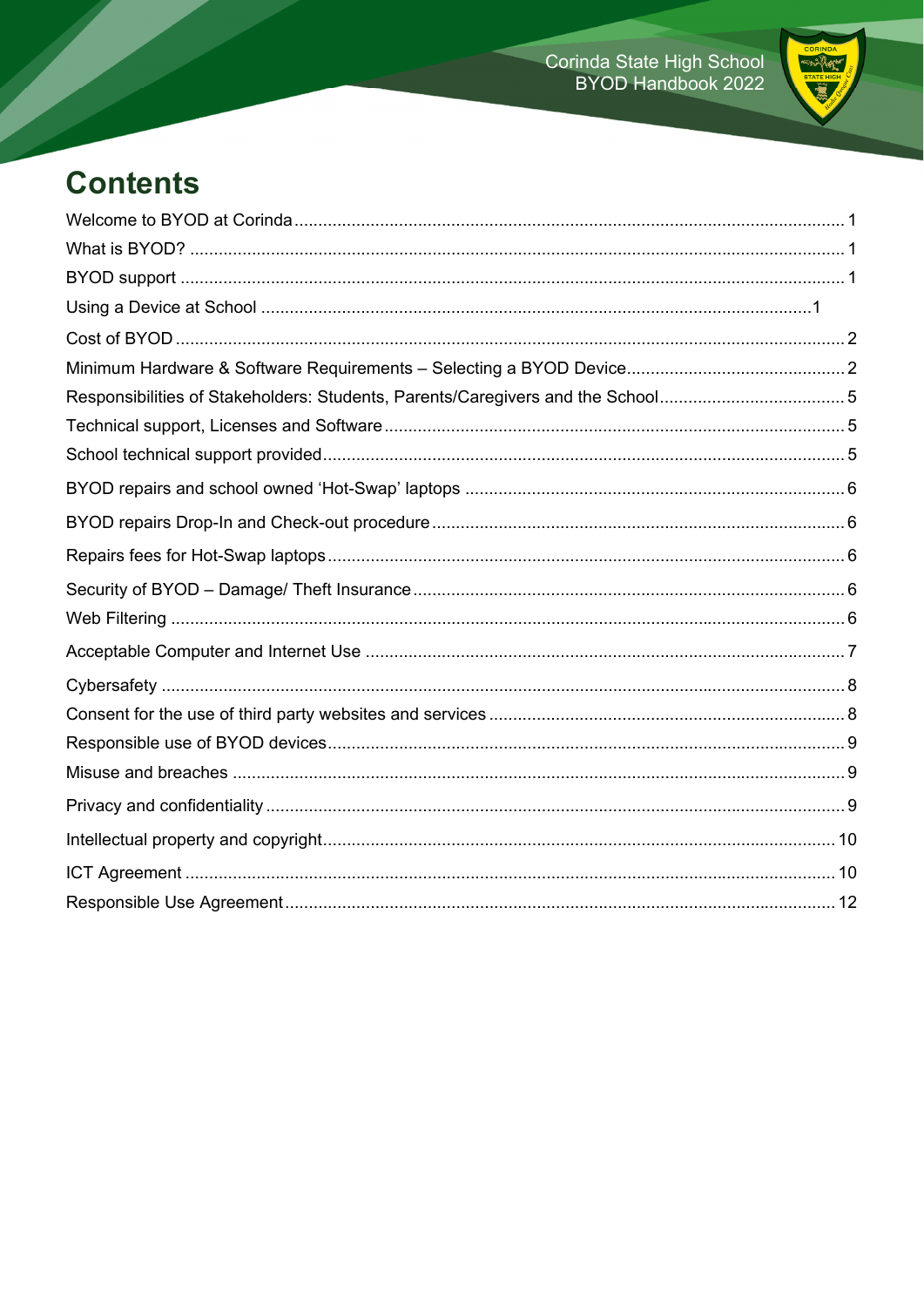# Contents

| | |
|---|---|
| Welcome to BYOD at Corinda | 1 |
| What is BYOD? | 1 |
| BYOD support | 1 |
| Using a Device at School | 1 |
| Cost of BYOD | 2 |
| Minimum Hardware & Software Requirements – Selecting a BYOD Device | 2 |
| Responsibilities of Stakeholders: Students, Parents/Caregivers and the School | 5 |
| Technical support, Licenses and Software | 5 |
| School technical support provided | 5 |
| BYOD repairs and school owned 'Hot-Swap' laptops | 6 |
| BYOD repairs Drop-In and Check-out procedure | 6 |
| Repairs fees for Hot-Swap laptops | 6 |
| Security of BYOD – Damage/ Theft Insurance | 6 |
| Web Filtering | 6 |
| Acceptable Computer and Internet Use | 7 |
| Cybersafety | 8 |
| Consent for the use of third party websites and services | 8 |
| Responsible use of BYOD devices | 9 |
| Misuse and breaches | 9 |
| Privacy and confidentiality | 9 |
| Intellectual property and copyright | 10 |
| ICT Agreement | 10 |
| Responsible Use Agreement | 12 |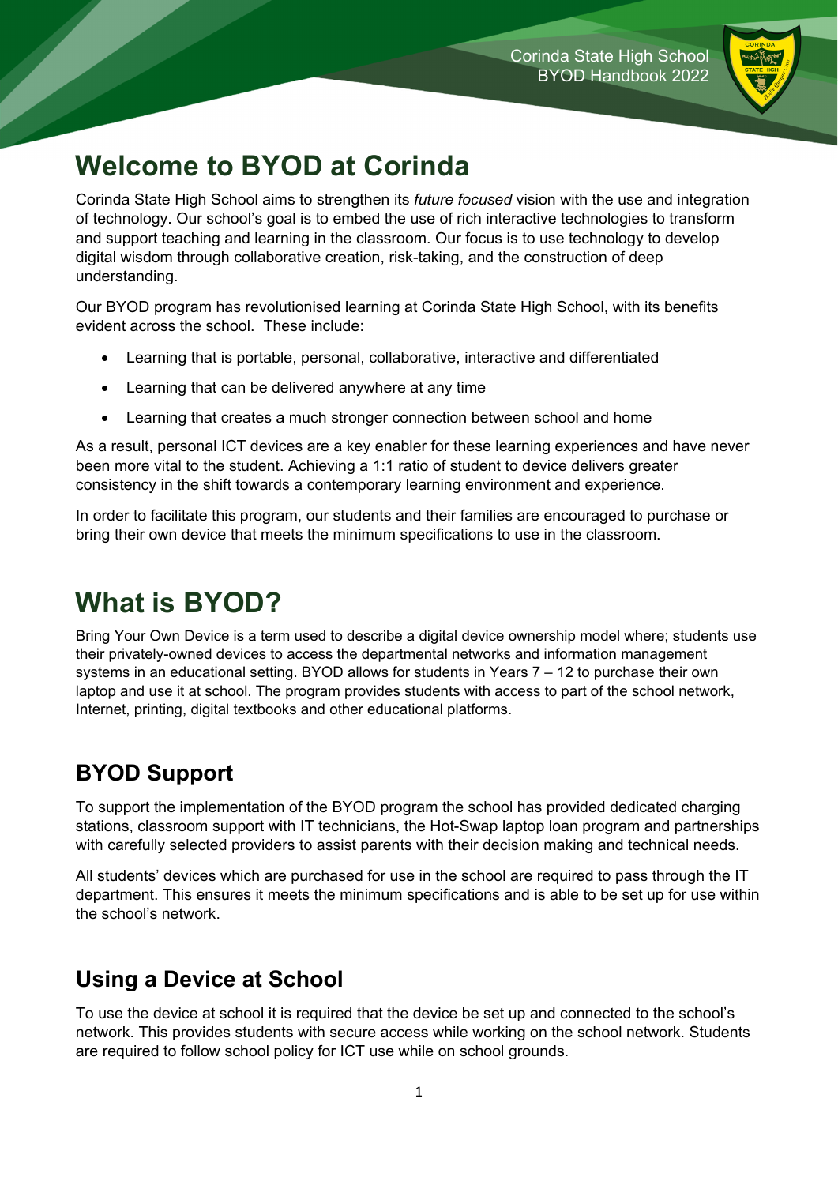# Welcome to BYOD at Corinda

Corinda State High School aims to strengthen its *future focused* vision with the use and integration of technology. Our school's goal is to embed the use of rich interactive technologies to transform and support teaching and learning in the classroom. Our focus is to use technology to develop digital wisdom through collaborative creation, risk-taking, and the construction of deep understanding.

Our BYOD program has revolutionised learning at Corinda State High School, with its benefits evident across the school. These include:

- Learning that is portable, personal, collaborative, interactive and differentiated
- Learning that can be delivered anywhere at any time
- Learning that creates a much stronger connection between school and home

As a result, personal ICT devices are a key enabler for these learning experiences and have never been more vital to the student. Achieving a 1:1 ratio of student to device delivers greater consistency in the shift towards a contemporary learning environment and experience.

In order to facilitate this program, our students and their families are encouraged to purchase or bring their own device that meets the minimum specifications to use in the classroom.

# What is BYOD?

Bring Your Own Device is a term used to describe a digital device ownership model where; students use their privately-owned devices to access the departmental networks and information management systems in an educational setting. BYOD allows for students in Years 7 – 12 to purchase their own laptop and use it at school. The program provides students with access to part of the school network, Internet, printing, digital textbooks and other educational platforms.

## BYOD Support

To support the implementation of the BYOD program the school has provided dedicated charging stations, classroom support with IT technicians, the Hot-Swap laptop loan program and partnerships with carefully selected providers to assist parents with their decision making and technical needs.

All students' devices which are purchased for use in the school are required to pass through the IT department. This ensures it meets the minimum specifications and is able to be set up for use within the school's network.

## Using a Device at School

To use the device at school it is required that the device be set up and connected to the school's network. This provides students with secure access while working on the school network. Students are required to follow school policy for ICT use while on school grounds.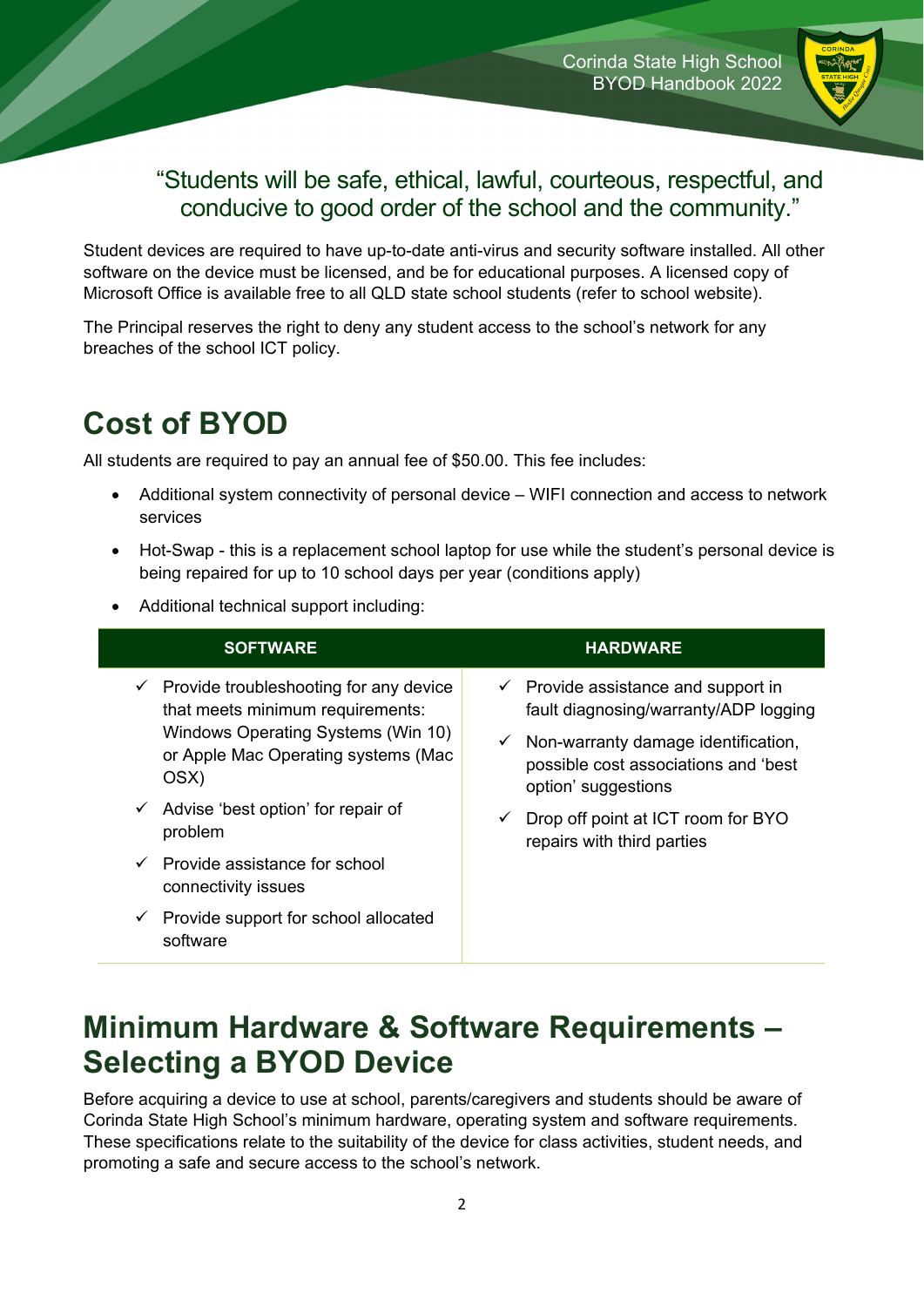"Students will be safe, ethical, lawful, courteous, respectful, and conducive to good order of the school and the community."

Student devices are required to have up-to-date anti-virus and security software installed. All other software on the device must be licensed, and be for educational purposes. A licensed copy of Microsoft Office is available free to all QLD state school students (refer to school website).

The Principal reserves the right to deny any student access to the school's network for any breaches of the school ICT policy.

# Cost of BYOD

All students are required to pay an annual fee of $50.00. This fee includes:

- Additional system connectivity of personal device – WIFI connection and access to network services
- Hot-Swap - this is a replacement school laptop for use while the student's personal device is being repaired for up to 10 school days per year (conditions apply)
- Additional technical support including:

| SOFTWARE | HARDWARE |
|---|---|
| ✓ Provide troubleshooting for any device that meets minimum requirements: Windows Operating Systems (Win 10) or Apple Mac Operating systems (Mac OSX)<br>✓ Advise 'best option' for repair of problem<br>✓ Provide assistance for school connectivity issues<br>✓ Provide support for school allocated software | ✓ Provide assistance and support in fault diagnosing/warranty/ADP logging<br>✓ Non-warranty damage identification, possible cost associations and 'best option' suggestions<br>✓ Drop off point at ICT room for BYO repairs with third parties |

# Minimum Hardware & Software Requirements – Selecting a BYOD Device

Before acquiring a device to use at school, parents/caregivers and students should be aware of Corinda State High School's minimum hardware, operating system and software requirements. These specifications relate to the suitability of the device for class activities, student needs, and promoting a safe and secure access to the school's network.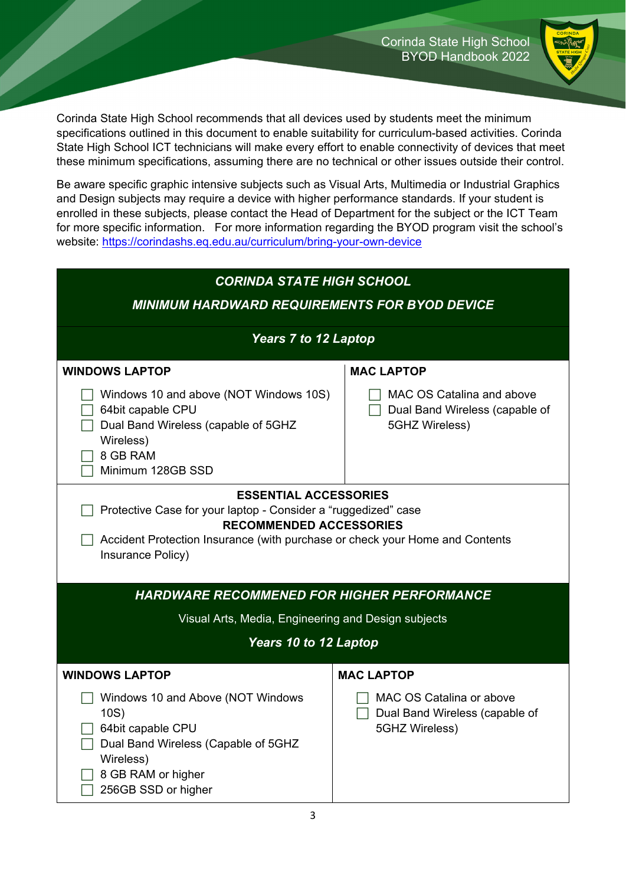Corinda State High School recommends that all devices used by students meet the minimum specifications outlined in this document to enable suitability for curriculum-based activities. Corinda State High School ICT technicians will make every effort to enable connectivity of devices that meet these minimum specifications, assuming there are no technical or other issues outside their control.

Be aware specific graphic intensive subjects such as Visual Arts, Multimedia or Industrial Graphics and Design subjects may require a device with higher performance standards. If your student is enrolled in these subjects, please contact the Head of Department for the subject or the ICT Team for more specific information. For more information regarding the BYOD program visit the school's website: [https://corindashs.eq.edu.au/curriculum/bring-your-own-device](https://corindashs.eq.edu.au/curriculum/bring-your-own-device)

## *CORINDA STATE HIGH SCHOOL*

## *MINIMUM HARDWARD REQUIREMENTS FOR BYOD DEVICE*

### *Years 7 to 12 Laptop*

| WINDOWS LAPTOP | MAC LAPTOP |
| --- | --- |
| ☐ Windows 10 and above (NOT Windows 10S)<br>☐ 64bit capable CPU<br>☐ Dual Band Wireless (capable of 5GHZ Wireless)<br>☐ 8 GB RAM<br>☐ Minimum 128GB SSD | ☐ MAC OS Catalina and above<br>☐ Dual Band Wireless (capable of 5GHZ Wireless) |

**ESSENTIAL ACCESSORIES**

☐ Protective Case for your laptop - Consider a "ruggedized" case

**RECOMMENDED ACCESSORIES**

☐ Accident Protection Insurance (with purchase or check your Home and Contents Insurance Policy)

## *HARDWARE RECOMMENED FOR HIGHER PERFORMANCE*

Visual Arts, Media, Engineering and Design subjects

### *Years 10 to 12 Laptop*

| WINDOWS LAPTOP | MAC LAPTOP |
| --- | --- |
| ☐ Windows 10 and Above (NOT Windows 10S)<br>☐ 64bit capable CPU<br>☐ Dual Band Wireless (Capable of 5GHZ Wireless)<br>☐ 8 GB RAM or higher<br>☐ 256GB SSD or higher | ☐ MAC OS Catalina or above<br>☐ Dual Band Wireless (capable of 5GHZ Wireless) |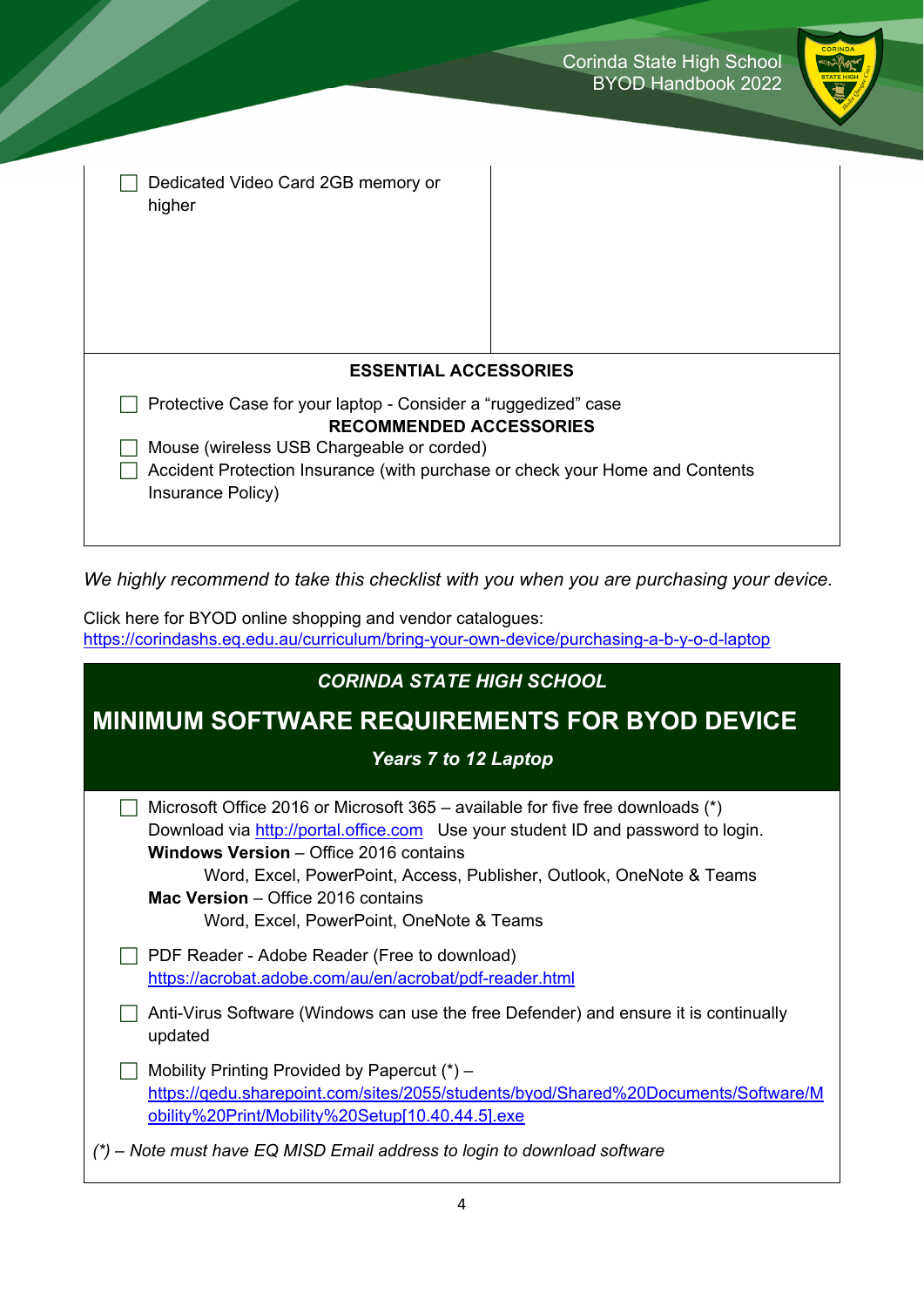| | |
|---|---|
| ☐ Dedicated Video Card 2GB memory or higher | |

**ESSENTIAL ACCESSORIES**

- ☐ Protective Case for your laptop - Consider a "ruggedized" case

**RECOMMENDED ACCESSORIES**

- ☐ Mouse (wireless USB Chargeable or corded)
- ☐ Accident Protection Insurance (with purchase or check your Home and Contents Insurance Policy)

*We highly recommend to take this checklist with you when you are purchasing your device.*

Click here for BYOD online shopping and vendor catalogues:
https://corindashs.eq.edu.au/curriculum/bring-your-own-device/purchasing-a-b-y-o-d-laptop

***CORINDA STATE HIGH SCHOOL***

## MINIMUM SOFTWARE REQUIREMENTS FOR BYOD DEVICE

***Years 7 to 12 Laptop***

- ☐ Microsoft Office 2016 or Microsoft 365 – available for five free downloads (*)
  Download via http://portal.office.com Use your student ID and password to login.
  **Windows Version** – Office 2016 contains
  Word, Excel, PowerPoint, Access, Publisher, Outlook, OneNote & Teams
  **Mac Version** – Office 2016 contains
  Word, Excel, PowerPoint, OneNote & Teams
- ☐ PDF Reader - Adobe Reader (Free to download)
  https://acrobat.adobe.com/au/en/acrobat/pdf-reader.html
- ☐ Anti-Virus Software (Windows can use the free Defender) and ensure it is continually updated
- ☐ Mobility Printing Provided by Papercut (*) –
  https://qedu.sharepoint.com/sites/2055/students/byod/Shared%20Documents/Software/Mobility%20Print/Mobility%20Setup[10.40.44.5].exe

*(*) – Note must have EQ MISD Email address to login to download software*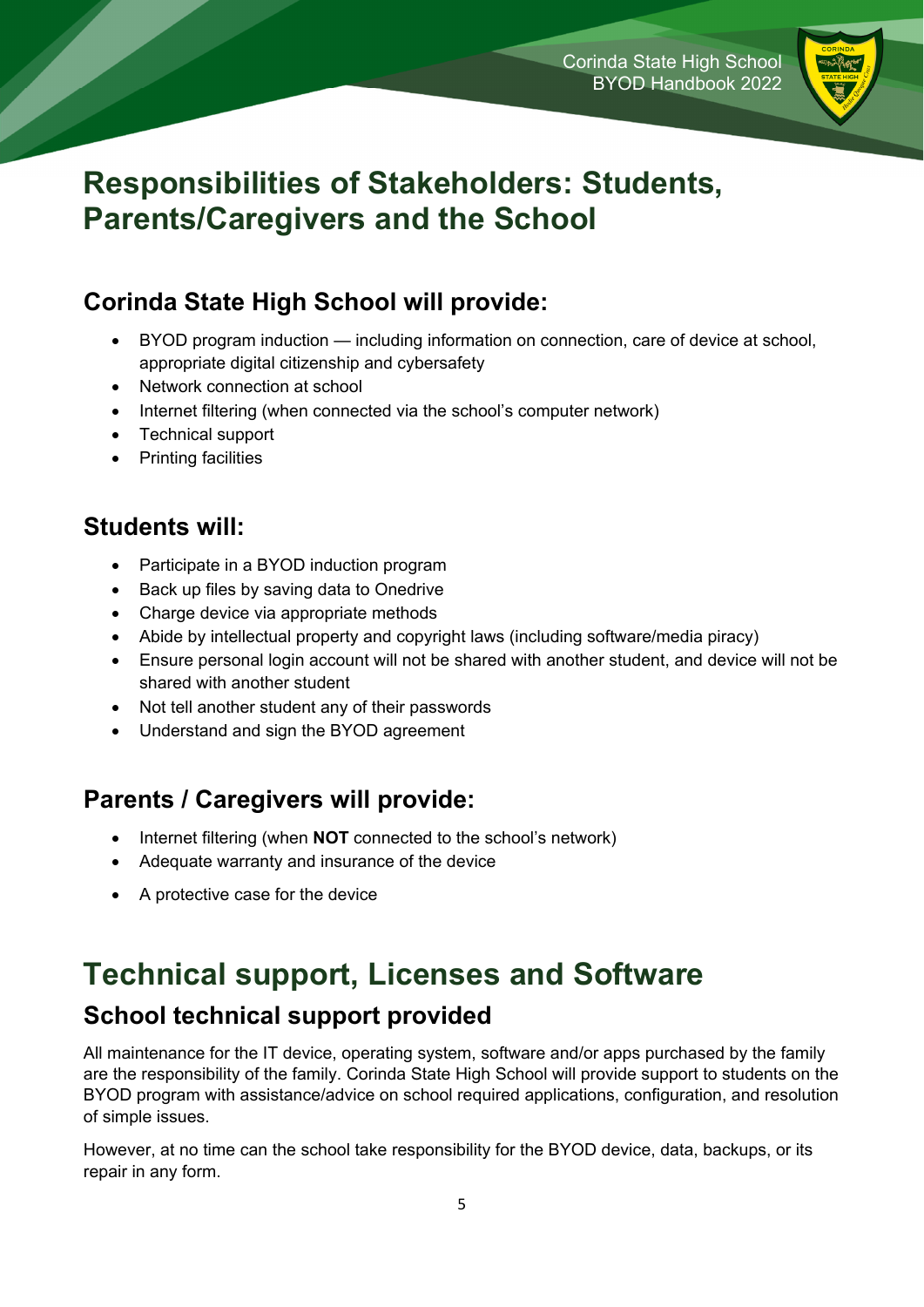# Responsibilities of Stakeholders: Students, Parents/Caregivers and the School

## Corinda State High School will provide:

- BYOD program induction — including information on connection, care of device at school, appropriate digital citizenship and cybersafety
- Network connection at school
- Internet filtering (when connected via the school's computer network)
- Technical support
- Printing facilities

## Students will:

- Participate in a BYOD induction program
- Back up files by saving data to Onedrive
- Charge device via appropriate methods
- Abide by intellectual property and copyright laws (including software/media piracy)
- Ensure personal login account will not be shared with another student, and device will not be shared with another student
- Not tell another student any of their passwords
- Understand and sign the BYOD agreement

## Parents / Caregivers will provide:

- Internet filtering (when **NOT** connected to the school's network)
- Adequate warranty and insurance of the device
- A protective case for the device

# Technical support, Licenses and Software

## School technical support provided

All maintenance for the IT device, operating system, software and/or apps purchased by the family are the responsibility of the family. Corinda State High School will provide support to students on the BYOD program with assistance/advice on school required applications, configuration, and resolution of simple issues.

However, at no time can the school take responsibility for the BYOD device, data, backups, or its repair in any form.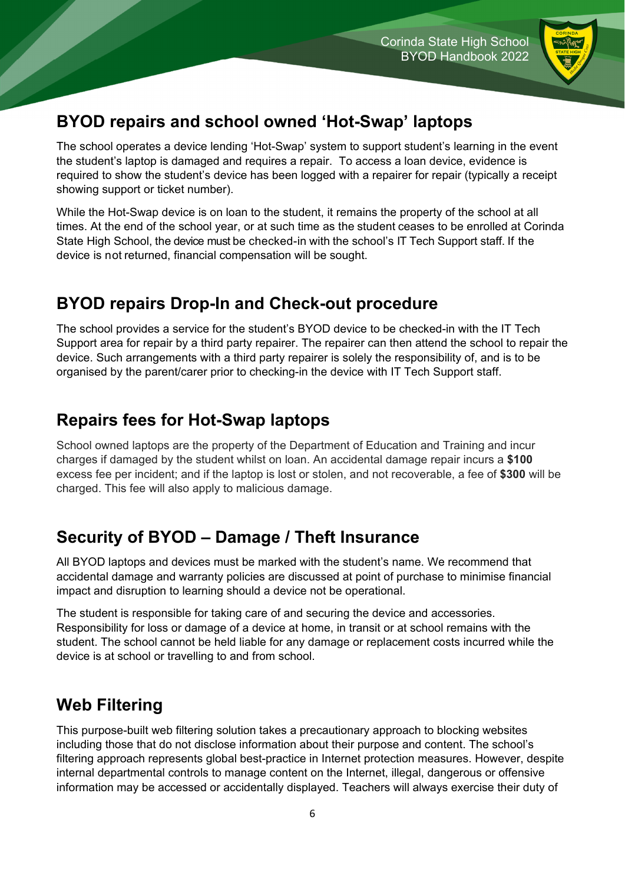## BYOD repairs and school owned 'Hot-Swap' laptops

The school operates a device lending 'Hot-Swap' system to support student's learning in the event the student's laptop is damaged and requires a repair. To access a loan device, evidence is required to show the student's device has been logged with a repairer for repair (typically a receipt showing support or ticket number).

While the Hot-Swap device is on loan to the student, it remains the property of the school at all times. At the end of the school year, or at such time as the student ceases to be enrolled at Corinda State High School, the device must be checked-in with the school's IT Tech Support staff. If the device is not returned, financial compensation will be sought.

## BYOD repairs Drop-In and Check-out procedure

The school provides a service for the student's BYOD device to be checked-in with the IT Tech Support area for repair by a third party repairer. The repairer can then attend the school to repair the device. Such arrangements with a third party repairer is solely the responsibility of, and is to be organised by the parent/carer prior to checking-in the device with IT Tech Support staff.

## Repairs fees for Hot-Swap laptops

School owned laptops are the property of the Department of Education and Training and incur charges if damaged by the student whilst on loan. An accidental damage repair incurs a **$100** excess fee per incident; and if the laptop is lost or stolen, and not recoverable, a fee of **$300** will be charged. This fee will also apply to malicious damage.

## Security of BYOD – Damage / Theft Insurance

All BYOD laptops and devices must be marked with the student's name. We recommend that accidental damage and warranty policies are discussed at point of purchase to minimise financial impact and disruption to learning should a device not be operational.

The student is responsible for taking care of and securing the device and accessories. Responsibility for loss or damage of a device at home, in transit or at school remains with the student. The school cannot be held liable for any damage or replacement costs incurred while the device is at school or travelling to and from school.

## Web Filtering

This purpose-built web filtering solution takes a precautionary approach to blocking websites including those that do not disclose information about their purpose and content. The school's filtering approach represents global best-practice in Internet protection measures. However, despite internal departmental controls to manage content on the Internet, illegal, dangerous or offensive information may be accessed or accidentally displayed. Teachers will always exercise their duty of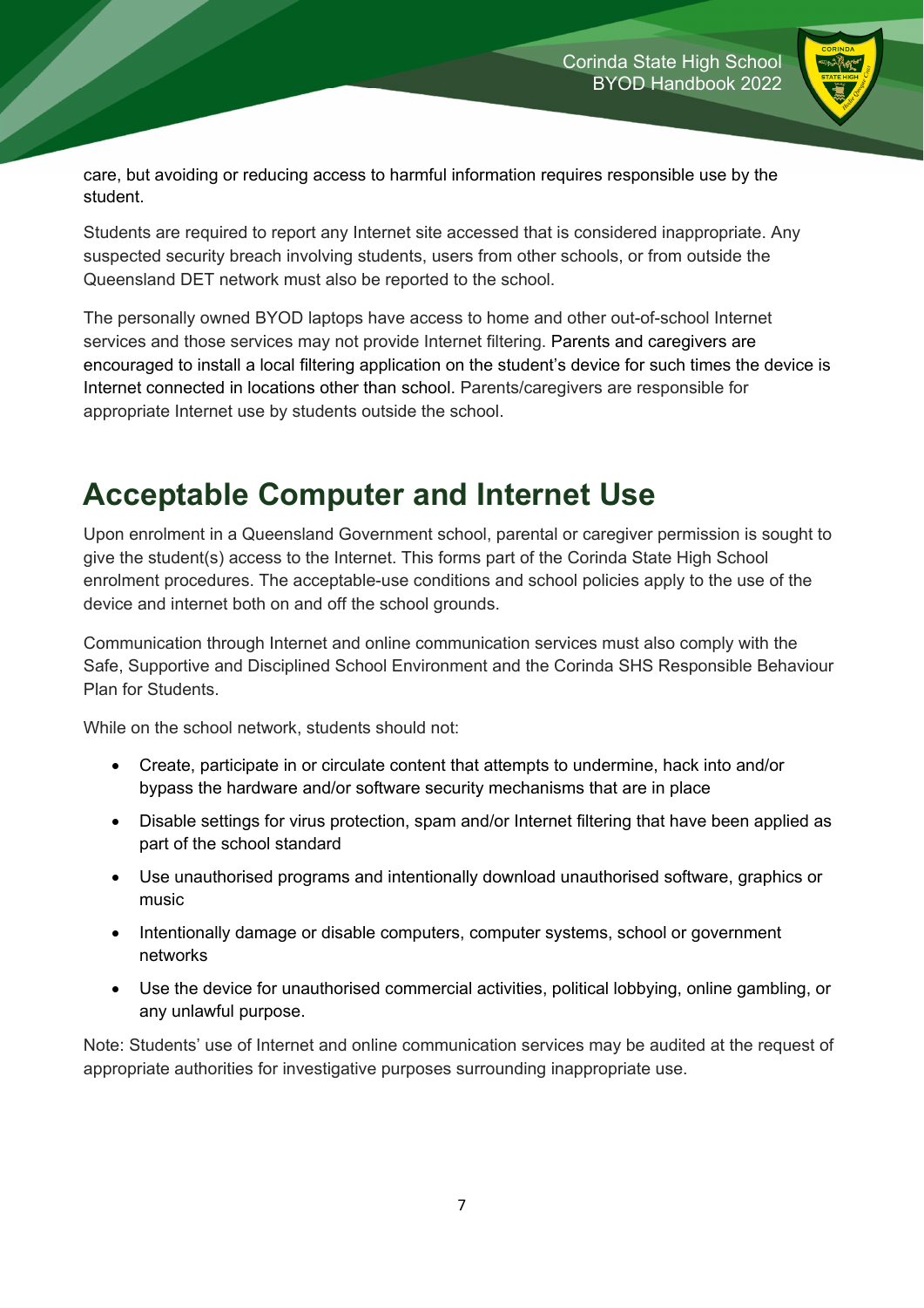care, but avoiding or reducing access to harmful information requires responsible use by the student.

Students are required to report any Internet site accessed that is considered inappropriate. Any suspected security breach involving students, users from other schools, or from outside the Queensland DET network must also be reported to the school.

The personally owned BYOD laptops have access to home and other out-of-school Internet services and those services may not provide Internet filtering. Parents and caregivers are encouraged to install a local filtering application on the student's device for such times the device is Internet connected in locations other than school. Parents/caregivers are responsible for appropriate Internet use by students outside the school.

# Acceptable Computer and Internet Use

Upon enrolment in a Queensland Government school, parental or caregiver permission is sought to give the student(s) access to the Internet. This forms part of the Corinda State High School enrolment procedures. The acceptable-use conditions and school policies apply to the use of the device and internet both on and off the school grounds.

Communication through Internet and online communication services must also comply with the Safe, Supportive and Disciplined School Environment and the Corinda SHS Responsible Behaviour Plan for Students.

While on the school network, students should not:

- Create, participate in or circulate content that attempts to undermine, hack into and/or bypass the hardware and/or software security mechanisms that are in place
- Disable settings for virus protection, spam and/or Internet filtering that have been applied as part of the school standard
- Use unauthorised programs and intentionally download unauthorised software, graphics or music
- Intentionally damage or disable computers, computer systems, school or government networks
- Use the device for unauthorised commercial activities, political lobbying, online gambling, or any unlawful purpose.

Note: Students' use of Internet and online communication services may be audited at the request of appropriate authorities for investigative purposes surrounding inappropriate use.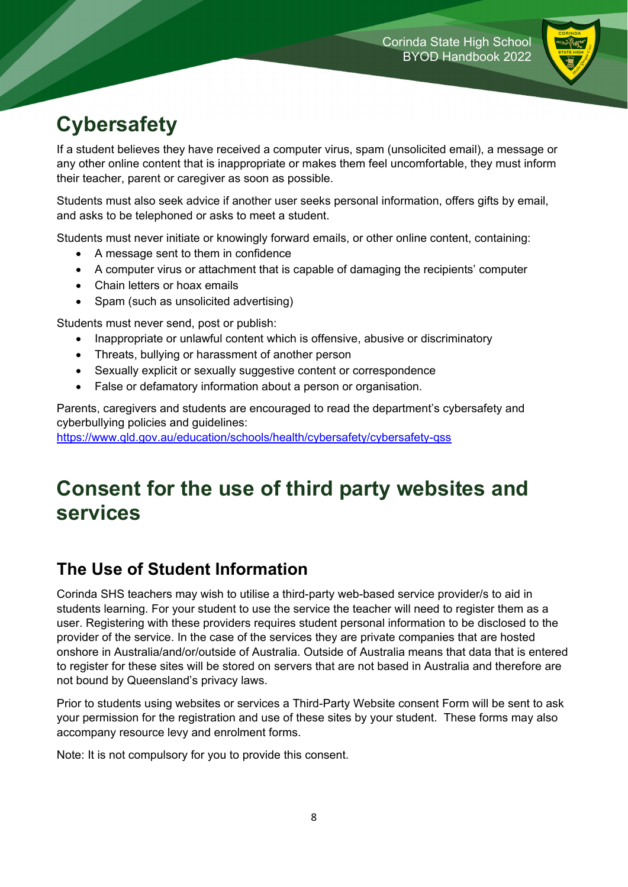# Cybersafety

If a student believes they have received a computer virus, spam (unsolicited email), a message or any other online content that is inappropriate or makes them feel uncomfortable, they must inform their teacher, parent or caregiver as soon as possible.

Students must also seek advice if another user seeks personal information, offers gifts by email, and asks to be telephoned or asks to meet a student.

Students must never initiate or knowingly forward emails, or other online content, containing:

- A message sent to them in confidence
- A computer virus or attachment that is capable of damaging the recipients' computer
- Chain letters or hoax emails
- Spam (such as unsolicited advertising)

Students must never send, post or publish:

- Inappropriate or unlawful content which is offensive, abusive or discriminatory
- Threats, bullying or harassment of another person
- Sexually explicit or sexually suggestive content or correspondence
- False or defamatory information about a person or organisation.

Parents, caregivers and students are encouraged to read the department's cybersafety and cyberbullying policies and guidelines:
https://www.qld.gov.au/education/schools/health/cybersafety/cybersafety-qss

# Consent for the use of third party websites and services

## The Use of Student Information

Corinda SHS teachers may wish to utilise a third-party web-based service provider/s to aid in students learning. For your student to use the service the teacher will need to register them as a user. Registering with these providers requires student personal information to be disclosed to the provider of the service. In the case of the services they are private companies that are hosted onshore in Australia/and/or/outside of Australia. Outside of Australia means that data that is entered to register for these sites will be stored on servers that are not based in Australia and therefore are not bound by Queensland's privacy laws.

Prior to students using websites or services a Third-Party Website consent Form will be sent to ask your permission for the registration and use of these sites by your student. These forms may also accompany resource levy and enrolment forms.

Note: It is not compulsory for you to provide this consent.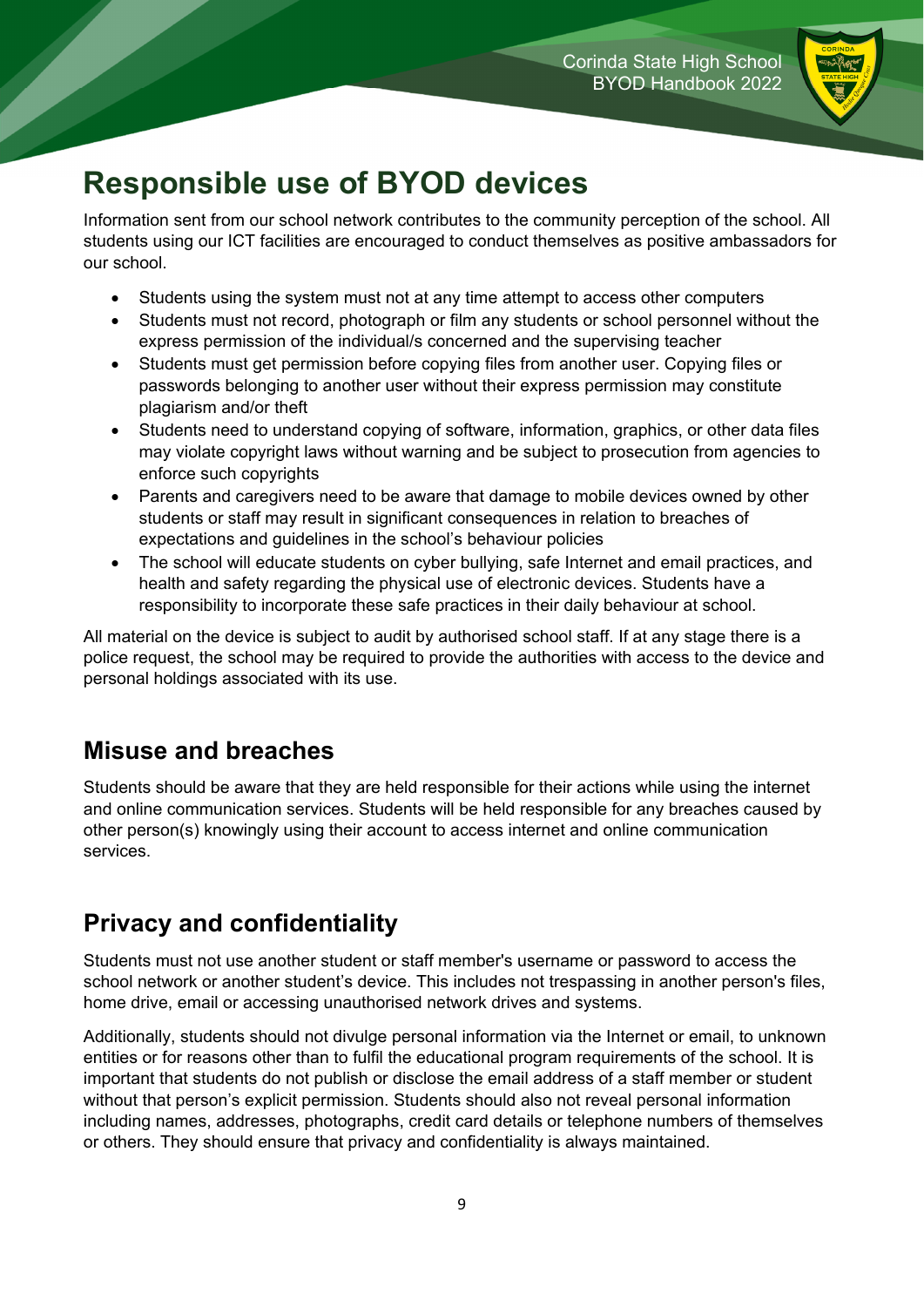# Responsible use of BYOD devices

Information sent from our school network contributes to the community perception of the school. All students using our ICT facilities are encouraged to conduct themselves as positive ambassadors for our school.

- Students using the system must not at any time attempt to access other computers
- Students must not record, photograph or film any students or school personnel without the express permission of the individual/s concerned and the supervising teacher
- Students must get permission before copying files from another user. Copying files or passwords belonging to another user without their express permission may constitute plagiarism and/or theft
- Students need to understand copying of software, information, graphics, or other data files may violate copyright laws without warning and be subject to prosecution from agencies to enforce such copyrights
- Parents and caregivers need to be aware that damage to mobile devices owned by other students or staff may result in significant consequences in relation to breaches of expectations and guidelines in the school's behaviour policies
- The school will educate students on cyber bullying, safe Internet and email practices, and health and safety regarding the physical use of electronic devices. Students have a responsibility to incorporate these safe practices in their daily behaviour at school.

All material on the device is subject to audit by authorised school staff. If at any stage there is a police request, the school may be required to provide the authorities with access to the device and personal holdings associated with its use.

## Misuse and breaches

Students should be aware that they are held responsible for their actions while using the internet and online communication services. Students will be held responsible for any breaches caused by other person(s) knowingly using their account to access internet and online communication services.

## Privacy and confidentiality

Students must not use another student or staff member's username or password to access the school network or another student's device. This includes not trespassing in another person's files, home drive, email or accessing unauthorised network drives and systems.

Additionally, students should not divulge personal information via the Internet or email, to unknown entities or for reasons other than to fulfil the educational program requirements of the school. It is important that students do not publish or disclose the email address of a staff member or student without that person's explicit permission. Students should also not reveal personal information including names, addresses, photographs, credit card details or telephone numbers of themselves or others. They should ensure that privacy and confidentiality is always maintained.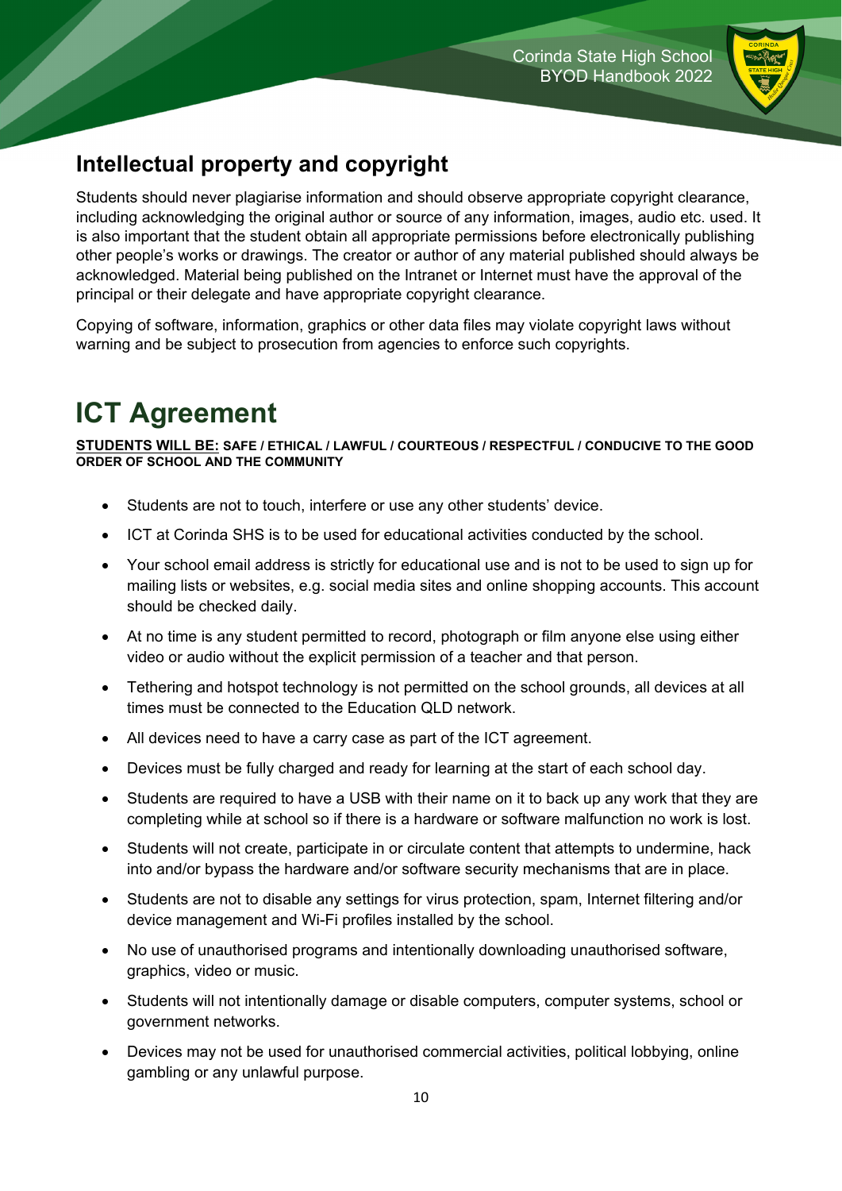## Intellectual property and copyright

Students should never plagiarise information and should observe appropriate copyright clearance, including acknowledging the original author or source of any information, images, audio etc. used. It is also important that the student obtain all appropriate permissions before electronically publishing other people's works or drawings. The creator or author of any material published should always be acknowledged. Material being published on the Intranet or Internet must have the approval of the principal or their delegate and have appropriate copyright clearance.

Copying of software, information, graphics or other data files may violate copyright laws without warning and be subject to prosecution from agencies to enforce such copyrights.

# ICT Agreement

**STUDENTS WILL BE: SAFE / ETHICAL / LAWFUL / COURTEOUS / RESPECTFUL / CONDUCIVE TO THE GOOD ORDER OF SCHOOL AND THE COMMUNITY**

- Students are not to touch, interfere or use any other students' device.
- ICT at Corinda SHS is to be used for educational activities conducted by the school.
- Your school email address is strictly for educational use and is not to be used to sign up for mailing lists or websites, e.g. social media sites and online shopping accounts. This account should be checked daily.
- At no time is any student permitted to record, photograph or film anyone else using either video or audio without the explicit permission of a teacher and that person.
- Tethering and hotspot technology is not permitted on the school grounds, all devices at all times must be connected to the Education QLD network.
- All devices need to have a carry case as part of the ICT agreement.
- Devices must be fully charged and ready for learning at the start of each school day.
- Students are required to have a USB with their name on it to back up any work that they are completing while at school so if there is a hardware or software malfunction no work is lost.
- Students will not create, participate in or circulate content that attempts to undermine, hack into and/or bypass the hardware and/or software security mechanisms that are in place.
- Students are not to disable any settings for virus protection, spam, Internet filtering and/or device management and Wi-Fi profiles installed by the school.
- No use of unauthorised programs and intentionally downloading unauthorised software, graphics, video or music.
- Students will not intentionally damage or disable computers, computer systems, school or government networks.
- Devices may not be used for unauthorised commercial activities, political lobbying, online gambling or any unlawful purpose.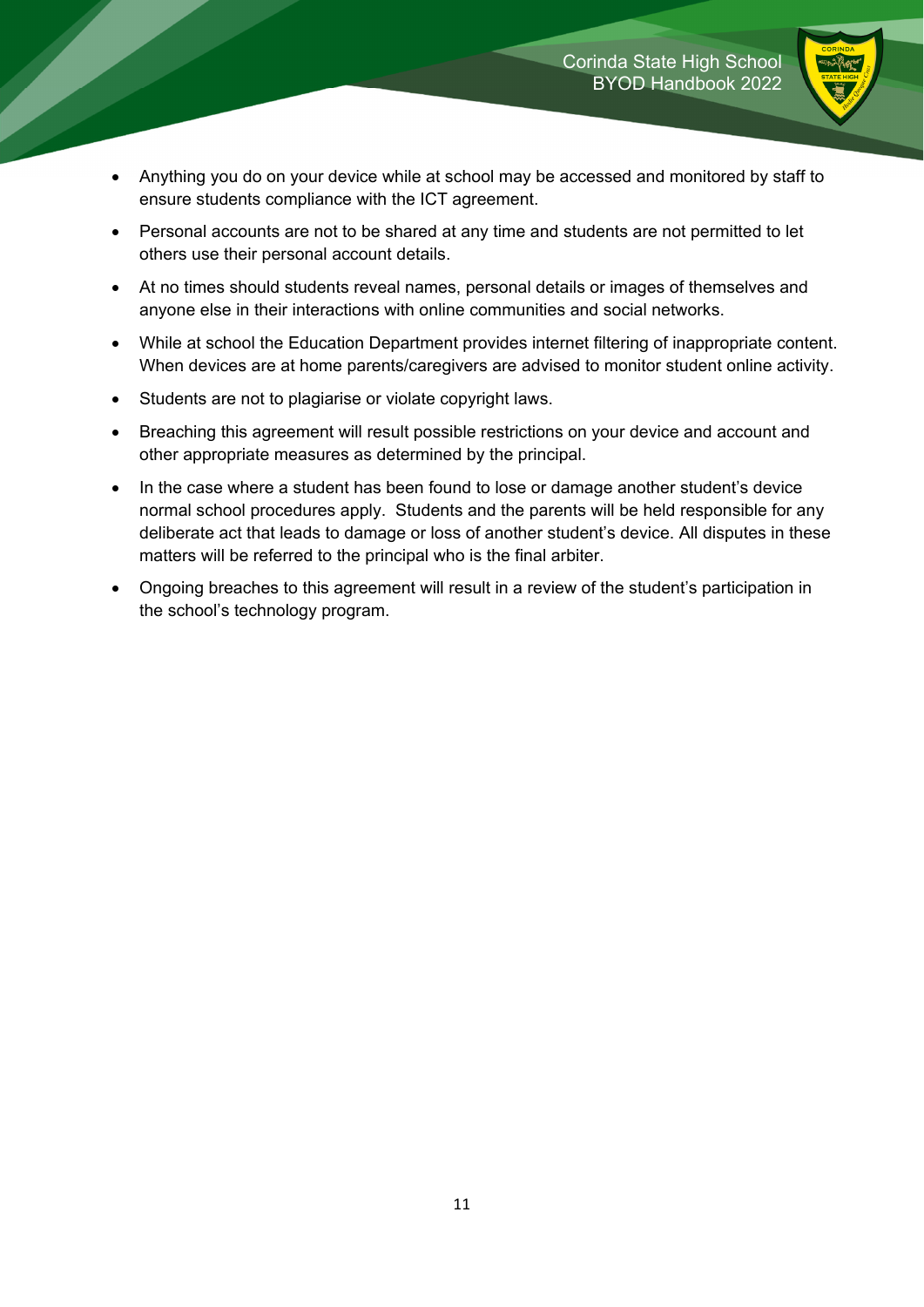- Anything you do on your device while at school may be accessed and monitored by staff to ensure students compliance with the ICT agreement.
- Personal accounts are not to be shared at any time and students are not permitted to let others use their personal account details.
- At no times should students reveal names, personal details or images of themselves and anyone else in their interactions with online communities and social networks.
- While at school the Education Department provides internet filtering of inappropriate content. When devices are at home parents/caregivers are advised to monitor student online activity.
- Students are not to plagiarise or violate copyright laws.
- Breaching this agreement will result possible restrictions on your device and account and other appropriate measures as determined by the principal.
- In the case where a student has been found to lose or damage another student's device normal school procedures apply. Students and the parents will be held responsible for any deliberate act that leads to damage or loss of another student's device. All disputes in these matters will be referred to the principal who is the final arbiter.
- Ongoing breaches to this agreement will result in a review of the student's participation in the school's technology program.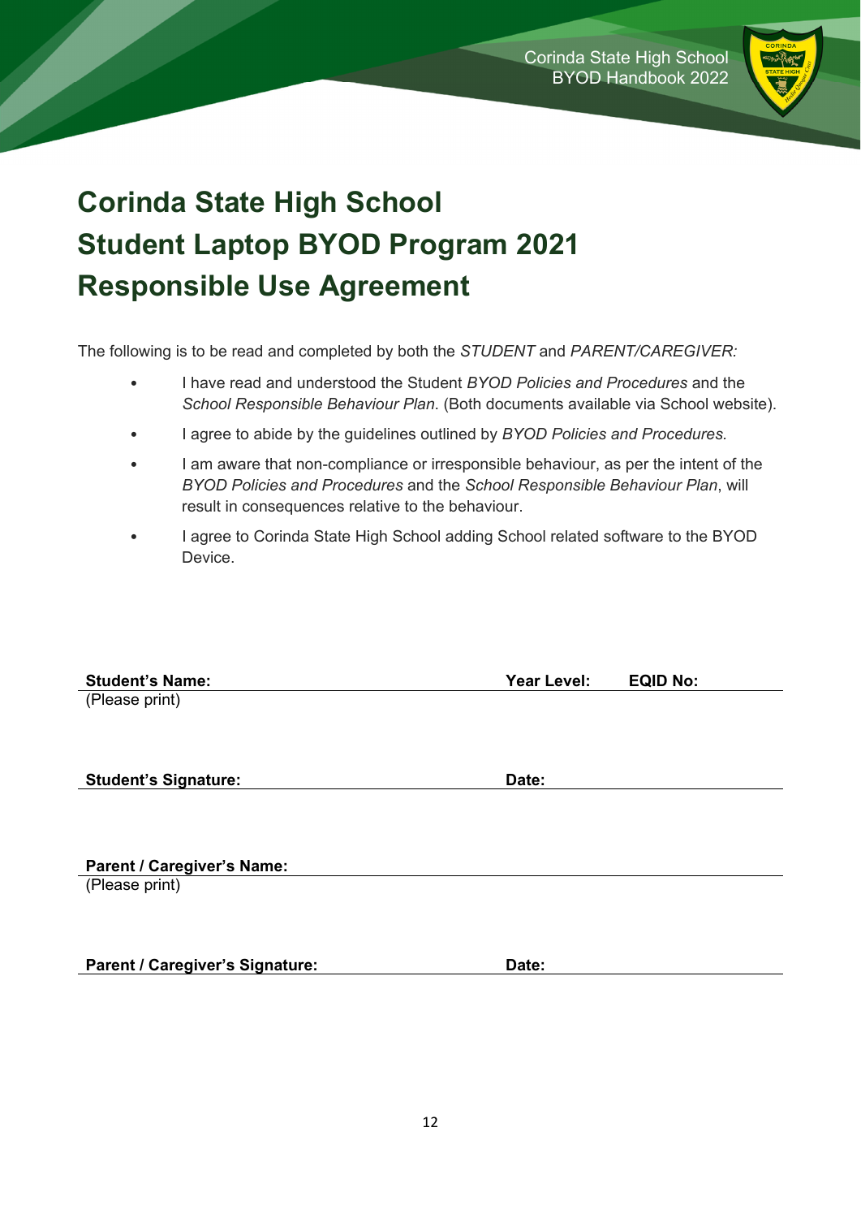# Corinda State High School
# Student Laptop BYOD Program 2021
# Responsible Use Agreement

The following is to be read and completed by both the *STUDENT* and *PARENT/CAREGIVER:*

- I have read and understood the Student *BYOD Policies and Procedures* and the *School Responsible Behaviour Plan*. (Both documents available via School website).
- I agree to abide by the guidelines outlined by *BYOD Policies and Procedures.*
- I am aware that non-compliance or irresponsible behaviour, as per the intent of the *BYOD Policies and Procedures* and the *School Responsible Behaviour Plan*, will result in consequences relative to the behaviour.
- I agree to Corinda State High School adding School related software to the BYOD Device.

**Student's Name:** ______________________________ **Year Level:** ________ **EQID No:** ________
(Please print)

**Student's Signature:** ______________________________ **Date:** ______________

**Parent / Caregiver's Name:** ______________________________________________
(Please print)

**Parent / Caregiver's Signature:** ______________________________ **Date:** ______________